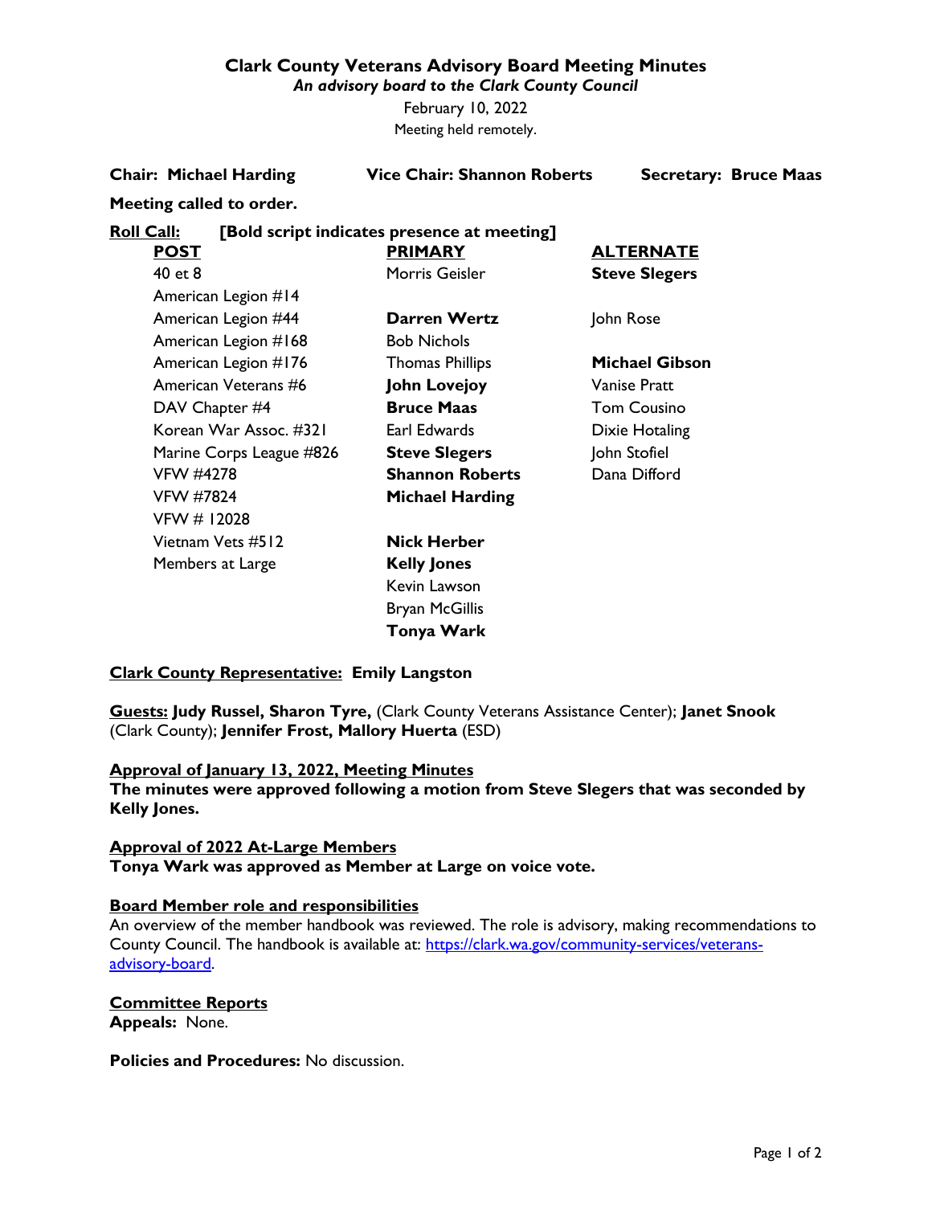# Clark County Veterans Advisory Board Meeting Minutes

*An advisory board to the Clark County Council*

February 10, 2022

Meeting held remotely.

**Chair: Michael Harding** **Vice Chair: Shannon Roberts** **Secretary: Bruce Maas**

**Meeting called to order.**

**Roll Call:** **[Bold script indicates presence at meeting]**

| POST | PRIMARY | ALTERNATE |
|---|---|---|
| 40 et 8 | Morris Geisler | **Steve Slegers** |
| American Legion #14 | | |
| American Legion #44 | **Darren Wertz** | John Rose |
| American Legion #168 | Bob Nichols | |
| American Legion #176 | Thomas Phillips | **Michael Gibson** |
| American Veterans #6 | **John Lovejoy** | Vanise Pratt |
| DAV Chapter #4 | **Bruce Maas** | Tom Cousino |
| Korean War Assoc. #321 | Earl Edwards | Dixie Hotaling |
| Marine Corps League #826 | **Steve Slegers** | John Stofiel |
| VFW #4278 | **Shannon Roberts** | Dana Difford |
| VFW #7824 | **Michael Harding** | |
| VFW # 12028 | | |
| Vietnam Vets #512 | **Nick Herber** | |
| Members at Large | **Kelly Jones** | |
| | Kevin Lawson | |
| | Bryan McGillis | |
| | **Tonya Wark** | |

**Clark County Representative: Emily Langston**

**Guests: Judy Russel, Sharon Tyre,** (Clark County Veterans Assistance Center); **Janet Snook** (Clark County); **Jennifer Frost, Mallory Huerta** (ESD)

**Approval of January 13, 2022, Meeting Minutes**

**The minutes were approved following a motion from Steve Slegers that was seconded by Kelly Jones.**

**Approval of 2022 At-Large Members**

**Tonya Wark was approved as Member at Large on voice vote.**

**Board Member role and responsibilities**

An overview of the member handbook was reviewed. The role is advisory, making recommendations to County Council. The handbook is available at: https://clark.wa.gov/community-services/veterans-advisory-board.

**Committee Reports**

**Appeals:** None.

**Policies and Procedures:** No discussion.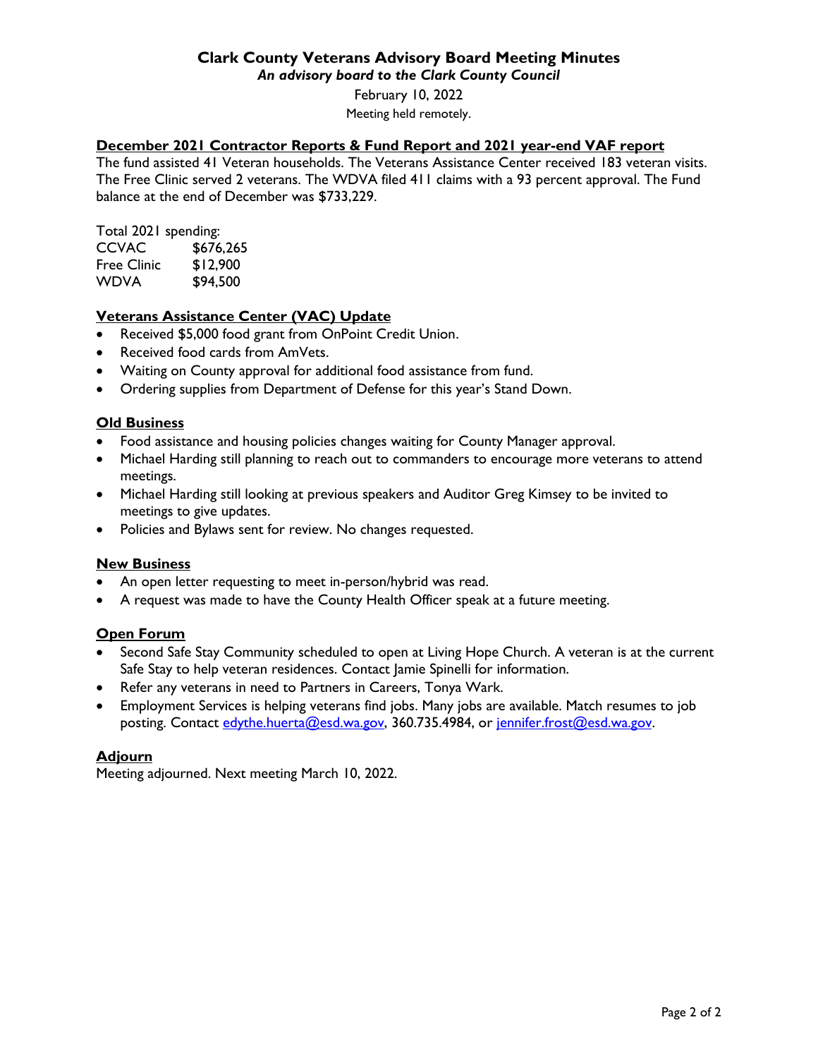# Clark County Veterans Advisory Board Meeting Minutes

***An advisory board to the Clark County Council***

February 10, 2022

Meeting held remotely.

## December 2021 Contractor Reports & Fund Report and 2021 year-end VAF report

The fund assisted 41 Veteran households. The Veterans Assistance Center received 183 veteran visits. The Free Clinic served 2 veterans. The WDVA filed 411 claims with a 93 percent approval. The Fund balance at the end of December was $733,229.

Total 2021 spending:

| | |
|---|---|
| CCVAC | $676,265 |
| Free Clinic | $12,900 |
| WDVA | $94,500 |

## Veterans Assistance Center (VAC) Update

- Received $5,000 food grant from OnPoint Credit Union.
- Received food cards from AmVets.
- Waiting on County approval for additional food assistance from fund.
- Ordering supplies from Department of Defense for this year's Stand Down.

## Old Business

- Food assistance and housing policies changes waiting for County Manager approval.
- Michael Harding still planning to reach out to commanders to encourage more veterans to attend meetings.
- Michael Harding still looking at previous speakers and Auditor Greg Kimsey to be invited to meetings to give updates.
- Policies and Bylaws sent for review. No changes requested.

## New Business

- An open letter requesting to meet in-person/hybrid was read.
- A request was made to have the County Health Officer speak at a future meeting.

## Open Forum

- Second Safe Stay Community scheduled to open at Living Hope Church. A veteran is at the current Safe Stay to help veteran residences. Contact Jamie Spinelli for information.
- Refer any veterans in need to Partners in Careers, Tonya Wark.
- Employment Services is helping veterans find jobs. Many jobs are available. Match resumes to job posting. Contact edythe.huerta@esd.wa.gov, 360.735.4984, or jennifer.frost@esd.wa.gov.

## Adjourn

Meeting adjourned. Next meeting March 10, 2022.